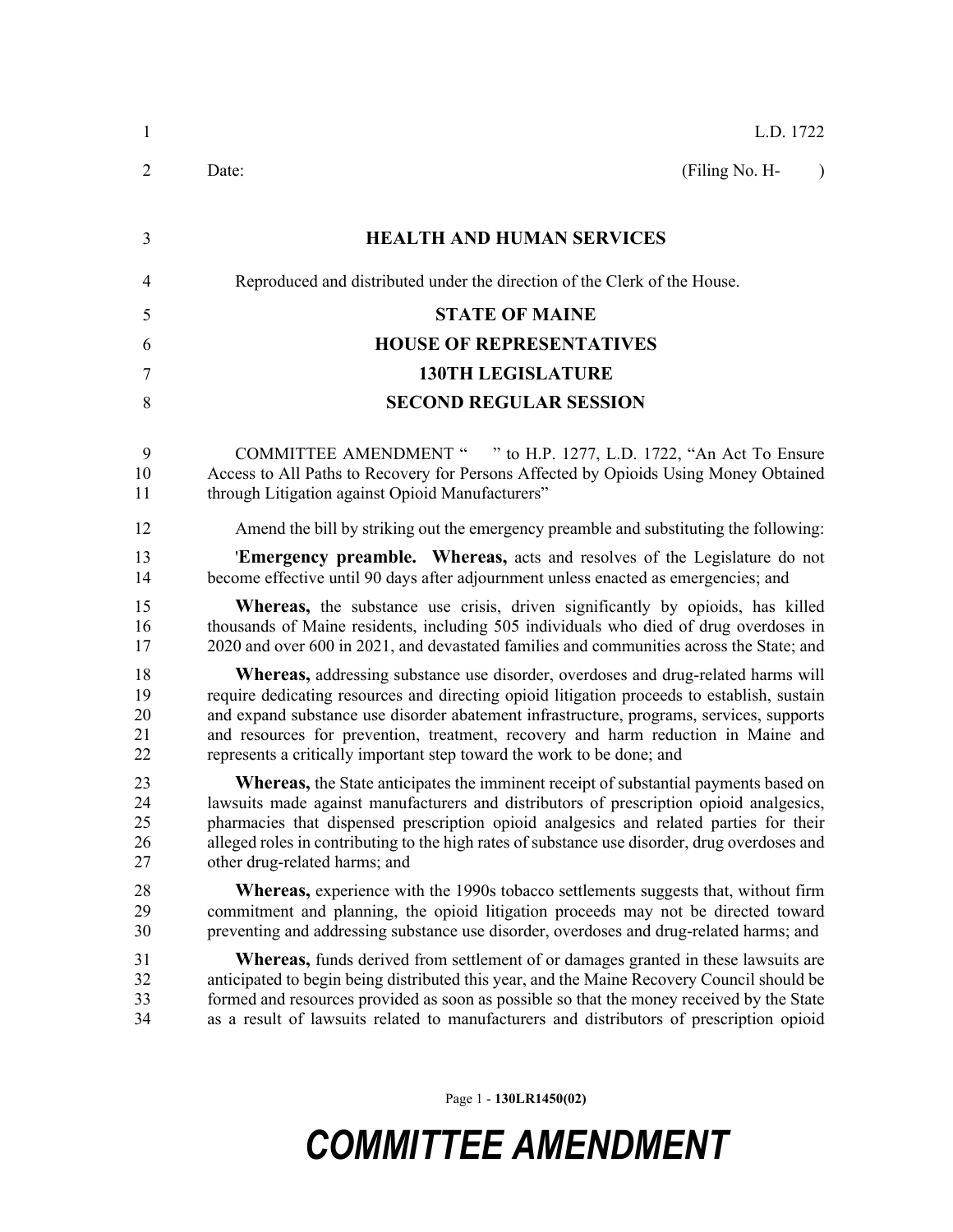L.D. 1722

Date: (Filing No. H- )

**HEALTH AND HUMAN SERVICES**

Reproduced and distributed under the direction of the Clerk of the House.

**STATE OF MAINE**

**HOUSE OF REPRESENTATIVES**

**130TH LEGISLATURE**

**SECOND REGULAR SESSION**

COMMITTEE AMENDMENT " " to H.P. 1277, L.D. 1722, "An Act To Ensure Access to All Paths to Recovery for Persons Affected by Opioids Using Money Obtained through Litigation against Opioid Manufacturers"

Amend the bill by striking out the emergency preamble and substituting the following:

'**Emergency preamble. Whereas,** acts and resolves of the Legislature do not become effective until 90 days after adjournment unless enacted as emergencies; and

**Whereas,** the substance use crisis, driven significantly by opioids, has killed thousands of Maine residents, including 505 individuals who died of drug overdoses in 2020 and over 600 in 2021, and devastated families and communities across the State; and

**Whereas,** addressing substance use disorder, overdoses and drug-related harms will require dedicating resources and directing opioid litigation proceeds to establish, sustain and expand substance use disorder abatement infrastructure, programs, services, supports and resources for prevention, treatment, recovery and harm reduction in Maine and represents a critically important step toward the work to be done; and

**Whereas,** the State anticipates the imminent receipt of substantial payments based on lawsuits made against manufacturers and distributors of prescription opioid analgesics, pharmacies that dispensed prescription opioid analgesics and related parties for their alleged roles in contributing to the high rates of substance use disorder, drug overdoses and other drug-related harms; and

**Whereas,** experience with the 1990s tobacco settlements suggests that, without firm commitment and planning, the opioid litigation proceeds may not be directed toward preventing and addressing substance use disorder, overdoses and drug-related harms; and

**Whereas,** funds derived from settlement of or damages granted in these lawsuits are anticipated to begin being distributed this year, and the Maine Recovery Council should be formed and resources provided as soon as possible so that the money received by the State as a result of lawsuits related to manufacturers and distributors of prescription opioid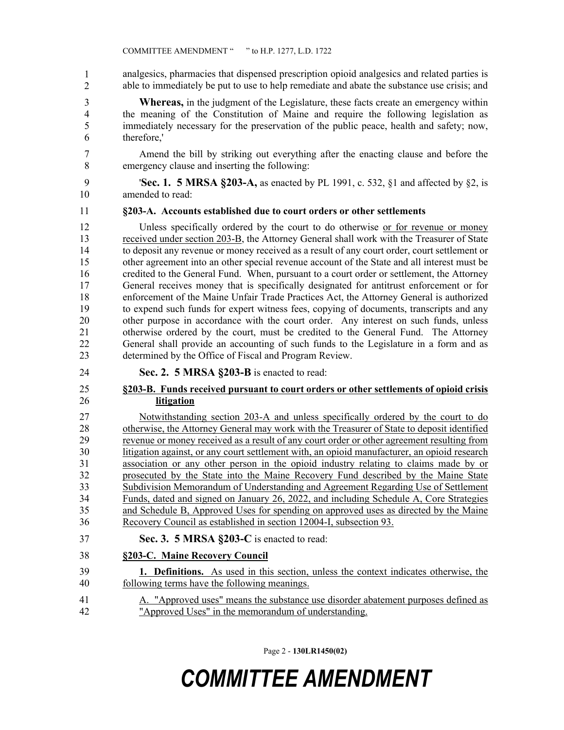analgesics, pharmacies that dispensed prescription opioid analgesics and related parties is able to immediately be put to use to help remediate and abate the substance use crisis; and

**Whereas,** in the judgment of the Legislature, these facts create an emergency within the meaning of the Constitution of Maine and require the following legislation as immediately necessary for the preservation of the public peace, health and safety; now, therefore,'

Amend the bill by striking out everything after the enacting clause and before the emergency clause and inserting the following:

'**Sec. 1. 5 MRSA §203-A,** as enacted by PL 1991, c. 532, §1 and affected by §2, is amended to read:

**§203-A. Accounts established due to court orders or other settlements**

Unless specifically ordered by the court to do otherwise or for revenue or money received under section 203-B, the Attorney General shall work with the Treasurer of State to deposit any revenue or money received as a result of any court order, court settlement or other agreement into an other special revenue account of the State and all interest must be credited to the General Fund. When, pursuant to a court order or settlement, the Attorney General receives money that is specifically designated for antitrust enforcement or for enforcement of the Maine Unfair Trade Practices Act, the Attorney General is authorized to expend such funds for expert witness fees, copying of documents, transcripts and any other purpose in accordance with the court order. Any interest on such funds, unless otherwise ordered by the court, must be credited to the General Fund. The Attorney General shall provide an accounting of such funds to the Legislature in a form and as determined by the Office of Fiscal and Program Review.

**Sec. 2. 5 MRSA §203-B** is enacted to read:

**§203-B. Funds received pursuant to court orders or other settlements of opioid crisis litigation**

Notwithstanding section 203-A and unless specifically ordered by the court to do otherwise, the Attorney General may work with the Treasurer of State to deposit identified revenue or money received as a result of any court order or other agreement resulting from litigation against, or any court settlement with, an opioid manufacturer, an opioid research association or any other person in the opioid industry relating to claims made by or prosecuted by the State into the Maine Recovery Fund described by the Maine State Subdivision Memorandum of Understanding and Agreement Regarding Use of Settlement Funds, dated and signed on January 26, 2022, and including Schedule A, Core Strategies and Schedule B, Approved Uses for spending on approved uses as directed by the Maine Recovery Council as established in section 12004-I, subsection 93.

**Sec. 3. 5 MRSA §203-C** is enacted to read:

**§203-C. Maine Recovery Council**

**1. Definitions.** As used in this section, unless the context indicates otherwise, the following terms have the following meanings.

A. "Approved uses" means the substance use disorder abatement purposes defined as "Approved Uses" in the memorandum of understanding.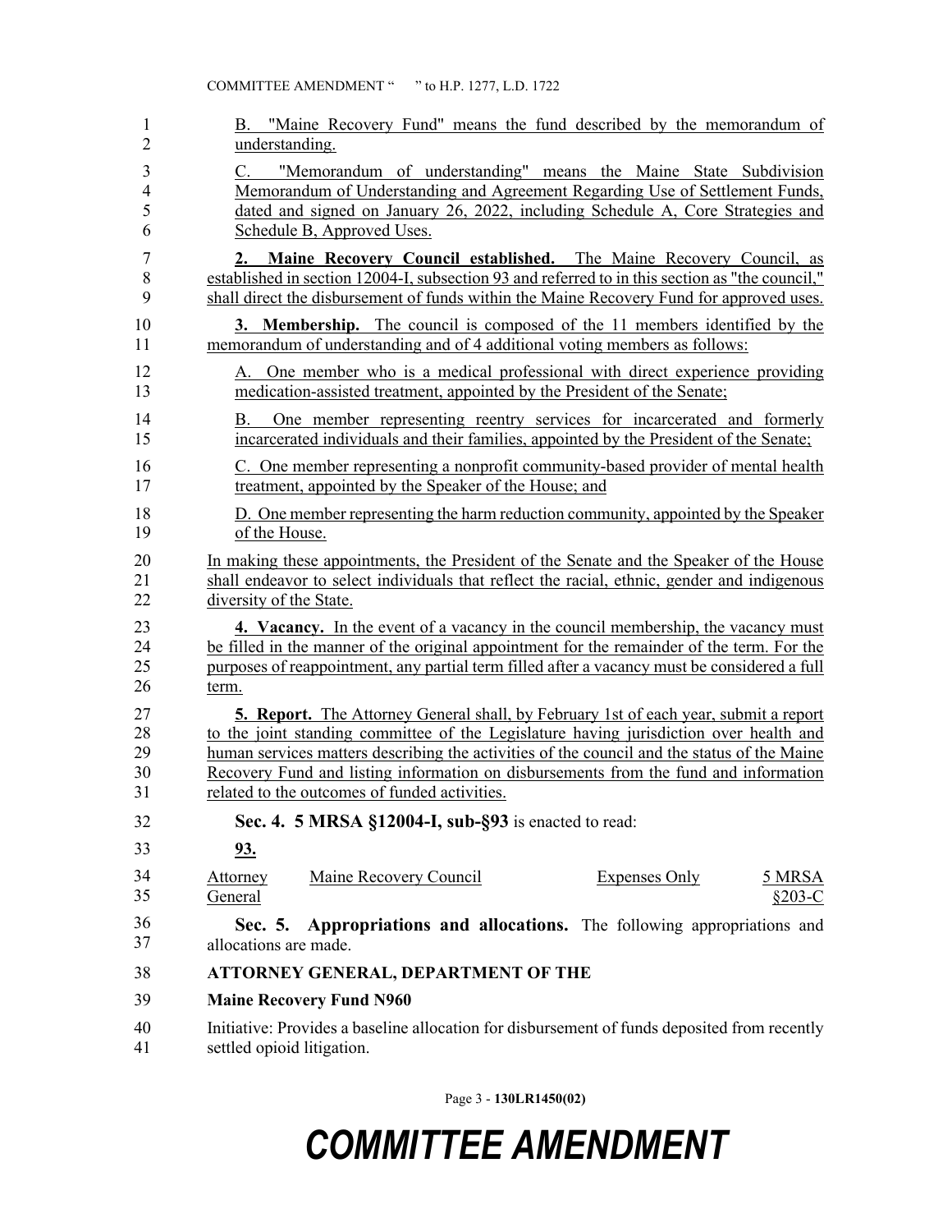B. "Maine Recovery Fund" means the fund described by the memorandum of understanding.

C. "Memorandum of understanding" means the Maine State Subdivision Memorandum of Understanding and Agreement Regarding Use of Settlement Funds, dated and signed on January 26, 2022, including Schedule A, Core Strategies and Schedule B, Approved Uses.

**2. Maine Recovery Council established.** The Maine Recovery Council, as established in section 12004-I, subsection 93 and referred to in this section as "the council," shall direct the disbursement of funds within the Maine Recovery Fund for approved uses.

**3. Membership.** The council is composed of the 11 members identified by the memorandum of understanding and of 4 additional voting members as follows:

A. One member who is a medical professional with direct experience providing medication-assisted treatment, appointed by the President of the Senate;

B. One member representing reentry services for incarcerated and formerly incarcerated individuals and their families, appointed by the President of the Senate;

C. One member representing a nonprofit community-based provider of mental health treatment, appointed by the Speaker of the House; and

D. One member representing the harm reduction community, appointed by the Speaker of the House.

In making these appointments, the President of the Senate and the Speaker of the House shall endeavor to select individuals that reflect the racial, ethnic, gender and indigenous diversity of the State.

**4. Vacancy.** In the event of a vacancy in the council membership, the vacancy must be filled in the manner of the original appointment for the remainder of the term. For the purposes of reappointment, any partial term filled after a vacancy must be considered a full term.

**5. Report.** The Attorney General shall, by February 1st of each year, submit a report to the joint standing committee of the Legislature having jurisdiction over health and human services matters describing the activities of the council and the status of the Maine Recovery Fund and listing information on disbursements from the fund and information related to the outcomes of funded activities.

**Sec. 4. 5 MRSA §12004-I, sub-§93** is enacted to read:

**93.**

| Attorney General | Maine Recovery Council | Expenses Only | 5 MRSA §203-C |
|---|---|---|---|

**Sec. 5. Appropriations and allocations.** The following appropriations and allocations are made.

**ATTORNEY GENERAL, DEPARTMENT OF THE**

**Maine Recovery Fund N960**

Initiative: Provides a baseline allocation for disbursement of funds deposited from recently settled opioid litigation.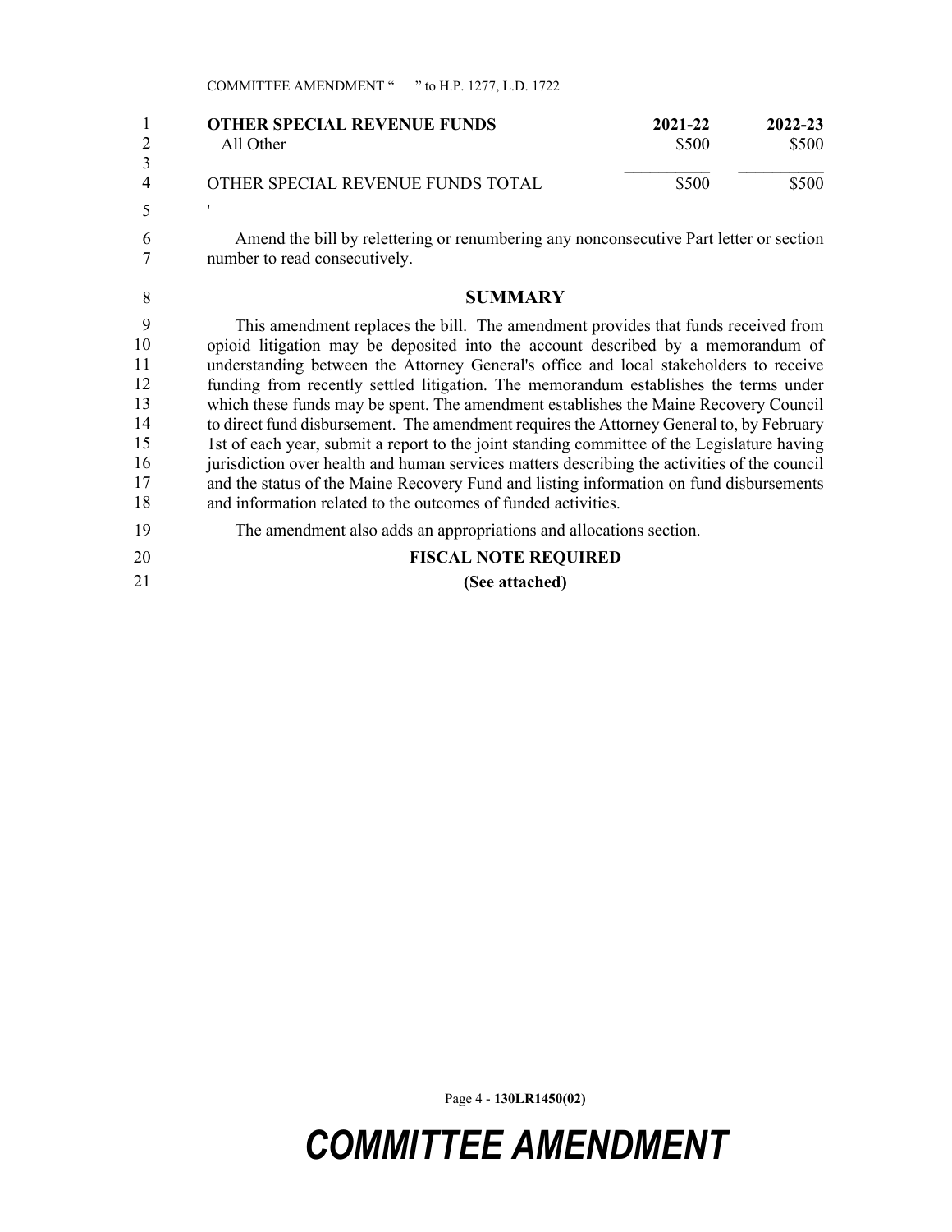| OTHER SPECIAL REVENUE FUNDS | 2021-22 | 2022-23 |
|---|---|---|
| All Other | $500 | $500 |
| OTHER SPECIAL REVENUE FUNDS TOTAL | $500 | $500 |

'

Amend the bill by relettering or renumbering any nonconsecutive Part letter or section number to read consecutively.

## SUMMARY

This amendment replaces the bill. The amendment provides that funds received from opioid litigation may be deposited into the account described by a memorandum of understanding between the Attorney General's office and local stakeholders to receive funding from recently settled litigation. The memorandum establishes the terms under which these funds may be spent. The amendment establishes the Maine Recovery Council to direct fund disbursement. The amendment requires the Attorney General to, by February 1st of each year, submit a report to the joint standing committee of the Legislature having jurisdiction over health and human services matters describing the activities of the council and the status of the Maine Recovery Fund and listing information on fund disbursements and information related to the outcomes of funded activities.

The amendment also adds an appropriations and allocations section.

**FISCAL NOTE REQUIRED**

**(See attached)**